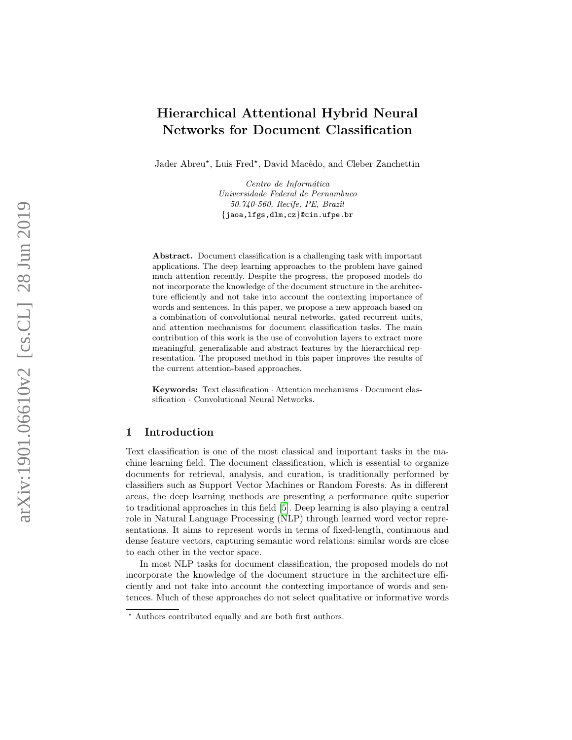# Hierarchical Attentional Hybrid Neural Networks for Document Classification

Jader Abreu*, Luis Fred*, David Macêdo, and Cleber Zanchettin

*Centro de Informática*
*Universidade Federal de Pernambuco*
*50.740-560, Recife, PE, Brazil*
{jaoa,lfgs,dlm,cz}@cin.ufpe.br

**Abstract.** Document classification is a challenging task with important applications. The deep learning approaches to the problem have gained much attention recently. Despite the progress, the proposed models do not incorporate the knowledge of the document structure in the architecture efficiently and not take into account the contexting importance of words and sentences. In this paper, we propose a new approach based on a combination of convolutional neural networks, gated recurrent units, and attention mechanisms for document classification tasks. The main contribution of this work is the use of convolution layers to extract more meaningful, generalizable and abstract features by the hierarchical representation. The proposed method in this paper improves the results of the current attention-based approaches.

**Keywords:** Text classification · Attention mechanisms · Document classification · Convolutional Neural Networks.

## 1 Introduction

Text classification is one of the most classical and important tasks in the machine learning field. The document classification, which is essential to organize documents for retrieval, analysis, and curation, is traditionally performed by classifiers such as Support Vector Machines or Random Forests. As in different areas, the deep learning methods are presenting a performance quite superior to traditional approaches in this field [5]. Deep learning is also playing a central role in Natural Language Processing (NLP) through learned word vector representations. It aims to represent words in terms of fixed-length, continuous and dense feature vectors, capturing semantic word relations: similar words are close to each other in the vector space.

In most NLP tasks for document classification, the proposed models do not incorporate the knowledge of the document structure in the architecture efficiently and not take into account the contexting importance of words and sentences. Much of these approaches do not select qualitative or informative words

* Authors contributed equally and are both first authors.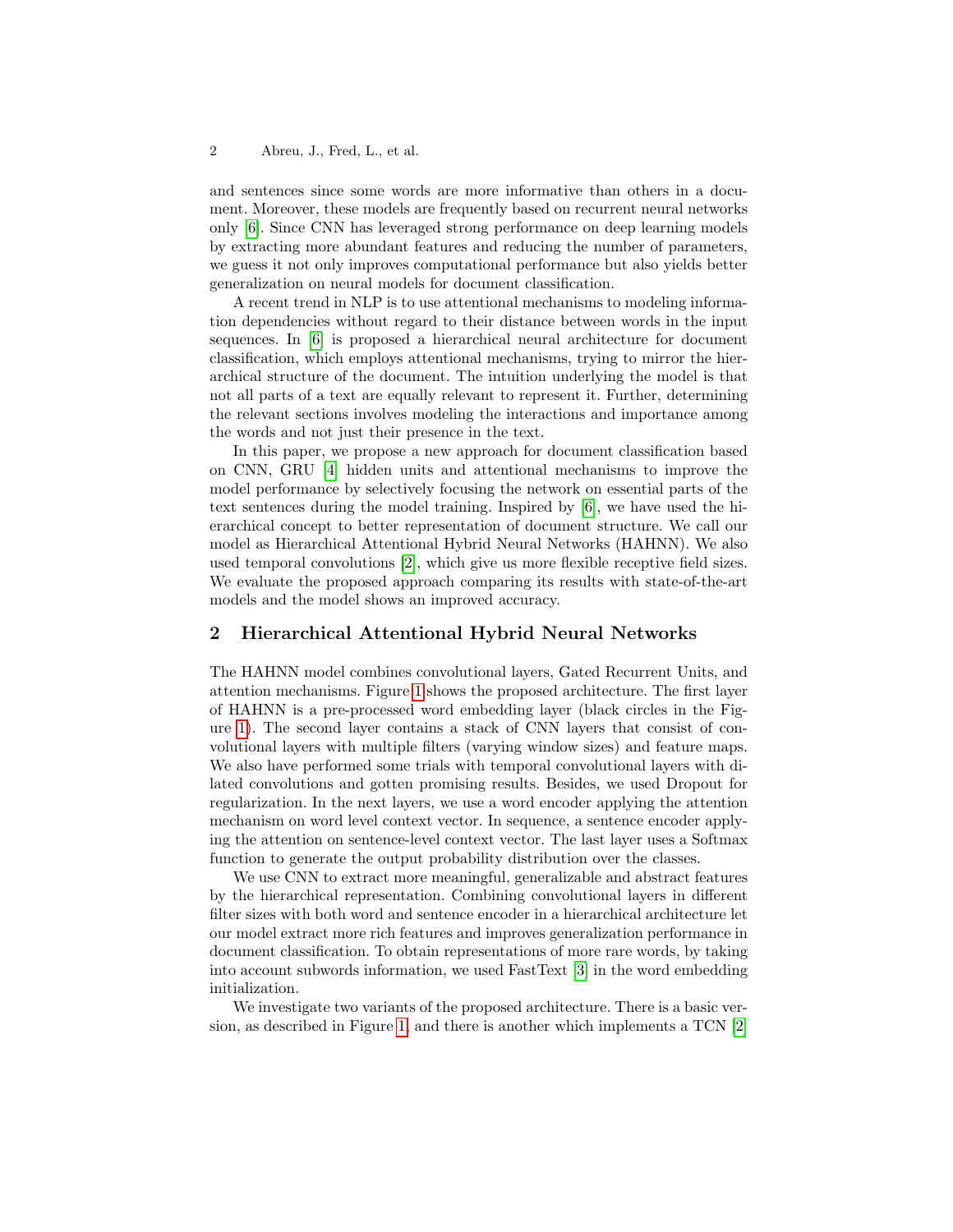and sentences since some words are more informative than others in a document. Moreover, these models are frequently based on recurrent neural networks only [6]. Since CNN has leveraged strong performance on deep learning models by extracting more abundant features and reducing the number of parameters, we guess it not only improves computational performance but also yields better generalization on neural models for document classification.

A recent trend in NLP is to use attentional mechanisms to modeling information dependencies without regard to their distance between words in the input sequences. In [6] is proposed a hierarchical neural architecture for document classification, which employs attentional mechanisms, trying to mirror the hierarchical structure of the document. The intuition underlying the model is that not all parts of a text are equally relevant to represent it. Further, determining the relevant sections involves modeling the interactions and importance among the words and not just their presence in the text.

In this paper, we propose a new approach for document classification based on CNN, GRU [4] hidden units and attentional mechanisms to improve the model performance by selectively focusing the network on essential parts of the text sentences during the model training. Inspired by [6], we have used the hierarchical concept to better representation of document structure. We call our model as Hierarchical Attentional Hybrid Neural Networks (HAHNN). We also used temporal convolutions [2], which give us more flexible receptive field sizes. We evaluate the proposed approach comparing its results with state-of-the-art models and the model shows an improved accuracy.

## 2 Hierarchical Attentional Hybrid Neural Networks

The HAHNN model combines convolutional layers, Gated Recurrent Units, and attention mechanisms. Figure 1 shows the proposed architecture. The first layer of HAHNN is a pre-processed word embedding layer (black circles in the Figure 1). The second layer contains a stack of CNN layers that consist of convolutional layers with multiple filters (varying window sizes) and feature maps. We also have performed some trials with temporal convolutional layers with dilated convolutions and gotten promising results. Besides, we used Dropout for regularization. In the next layers, we use a word encoder applying the attention mechanism on word level context vector. In sequence, a sentence encoder applying the attention on sentence-level context vector. The last layer uses a Softmax function to generate the output probability distribution over the classes.

We use CNN to extract more meaningful, generalizable and abstract features by the hierarchical representation. Combining convolutional layers in different filter sizes with both word and sentence encoder in a hierarchical architecture let our model extract more rich features and improves generalization performance in document classification. To obtain representations of more rare words, by taking into account subwords information, we used FastText [3] in the word embedding initialization.

We investigate two variants of the proposed architecture. There is a basic version, as described in Figure 1, and there is another which implements a TCN [2]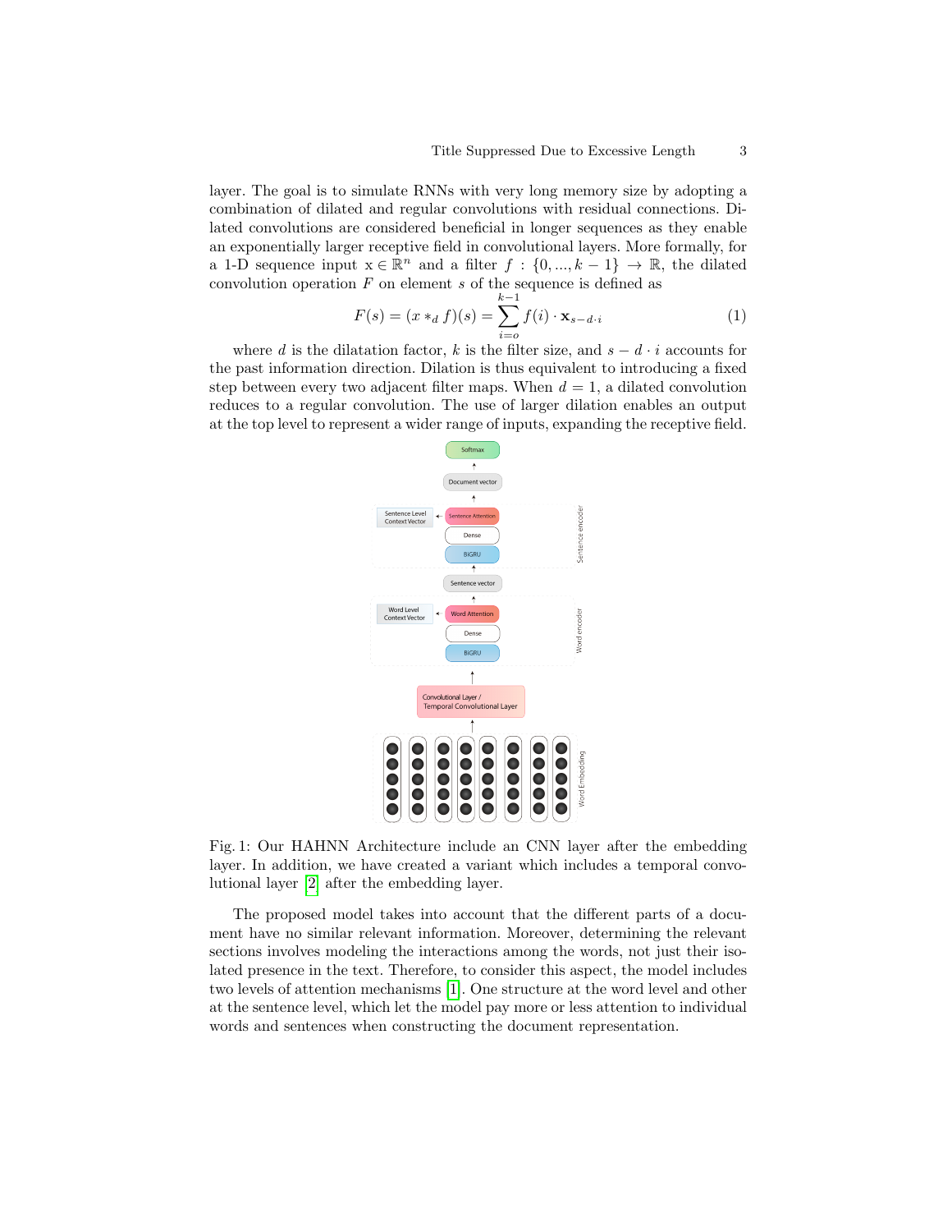layer. The goal is to simulate RNNs with very long memory size by adopting a combination of dilated and regular convolutions with residual connections. Dilated convolutions are considered beneficial in longer sequences as they enable an exponentially larger receptive field in convolutional layers. More formally, for a 1-D sequence input $x \in \mathbb{R}^n$ and a filter $f : \{0, ..., k-1\} \rightarrow \mathbb{R}$, the dilated convolution operation $F$ on element $s$ of the sequence is defined as

$$F(s) = (x *_d f)(s) = \sum_{i=o}^{k-1} f(i) \cdot \mathbf{x}_{s-d \cdot i} \tag{1}$$

where $d$ is the dilatation factor, $k$ is the filter size, and $s - d \cdot i$ accounts for the past information direction. Dilation is thus equivalent to introducing a fixed step between every two adjacent filter maps. When $d = 1$, a dilated convolution reduces to a regular convolution. The use of larger dilation enables an output at the top level to represent a wider range of inputs, expanding the receptive field.

Fig. 1: Our HAHNN Architecture include an CNN layer after the embedding layer. In addition, we have created a variant which includes a temporal convolutional layer [2] after the embedding layer.

The proposed model takes into account that the different parts of a document have no similar relevant information. Moreover, determining the relevant sections involves modeling the interactions among the words, not just their isolated presence in the text. Therefore, to consider this aspect, the model includes two levels of attention mechanisms [1]. One structure at the word level and other at the sentence level, which let the model pay more or less attention to individual words and sentences when constructing the document representation.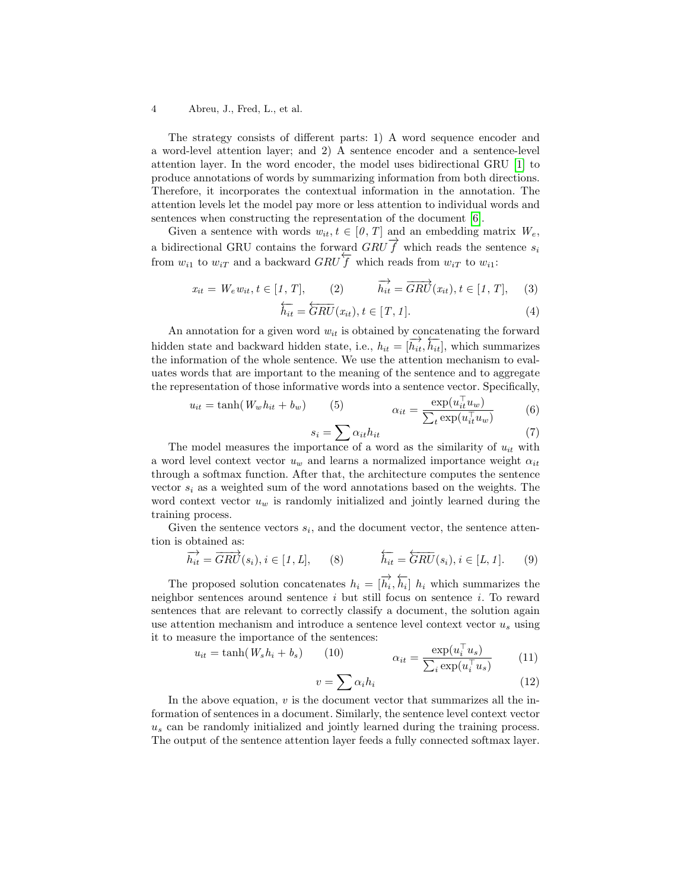The strategy consists of different parts: 1) A word sequence encoder and a word-level attention layer; and 2) A sentence encoder and a sentence-level attention layer. In the word encoder, the model uses bidirectional GRU [1] to produce annotations of words by summarizing information from both directions. Therefore, it incorporates the contextual information in the annotation. The attention levels let the model pay more or less attention to individual words and sentences when constructing the representation of the document [6].

Given a sentence with words $w_{it}, t \in [0, T]$ and an embedding matrix $W_e$, a bidirectional GRU contains the forward $GRU \overrightarrow{f}$ which reads the sentence $s_i$ from $w_{i1}$ to $w_{iT}$ and a backward $GRU \overleftarrow{f}$ which reads from $w_{iT}$ to $w_{i1}$:

$$x_{it} = W_e w_{it}, t \in [1, T], \quad (2) \qquad \overrightarrow{h_{it}} = \overrightarrow{GRU}(x_{it}), t \in [1, T], \quad (3)$$

$$\overleftarrow{h_{it}} = \overleftarrow{GRU}(x_{it}), t \in [T, 1]. \quad (4)$$

An annotation for a given word $w_{it}$ is obtained by concatenating the forward hidden state and backward hidden state, i.e., $h_{it} = [\overrightarrow{h_{it}}, \overleftarrow{h_{it}}]$, which summarizes the information of the whole sentence. We use the attention mechanism to evaluates words that are important to the meaning of the sentence and to aggregate the representation of those informative words into a sentence vector. Specifically,

$$u_{it} = \tanh(W_w h_{it} + b_w) \quad (5) \qquad \alpha_{it} = \frac{\exp(u_{it}^{\top} u_w)}{\sum_t \exp(u_{it}^{\top} u_w)} \quad (6)$$

$$s_i = \sum \alpha_{it} h_{it} \quad (7)$$

The model measures the importance of a word as the similarity of $u_{it}$ with a word level context vector $u_w$ and learns a normalized importance weight $\alpha_{it}$ through a softmax function. After that, the architecture computes the sentence vector $s_i$ as a weighted sum of the word annotations based on the weights. The word context vector $u_w$ is randomly initialized and jointly learned during the training process.

Given the sentence vectors $s_i$, and the document vector, the sentence attention is obtained as:

$$\overrightarrow{h_{it}} = \overrightarrow{GRU}(s_i), i \in [1, L], \quad (8) \qquad \overleftarrow{h_{it}} = \overleftarrow{GRU}(s_i), i \in [L, 1]. \quad (9)$$

The proposed solution concatenates $h_i = [\overrightarrow{h_i}, \overleftarrow{h_i}]$ $h_i$ which summarizes the neighbor sentences around sentence $i$ but still focus on sentence $i$. To reward sentences that are relevant to correctly classify a document, the solution again use attention mechanism and introduce a sentence level context vector $u_s$ using it to measure the importance of the sentences:

$$u_{it} = \tanh(W_s h_i + b_s) \quad (10) \qquad \alpha_{it} = \frac{\exp(u_i^{\top} u_s)}{\sum_i \exp(u_i^{\top} u_s)} \quad (11)$$

$$v = \sum \alpha_i h_i \quad (12)$$

In the above equation, $v$ is the document vector that summarizes all the information of sentences in a document. Similarly, the sentence level context vector $u_s$ can be randomly initialized and jointly learned during the training process. The output of the sentence attention layer feeds a fully connected softmax layer.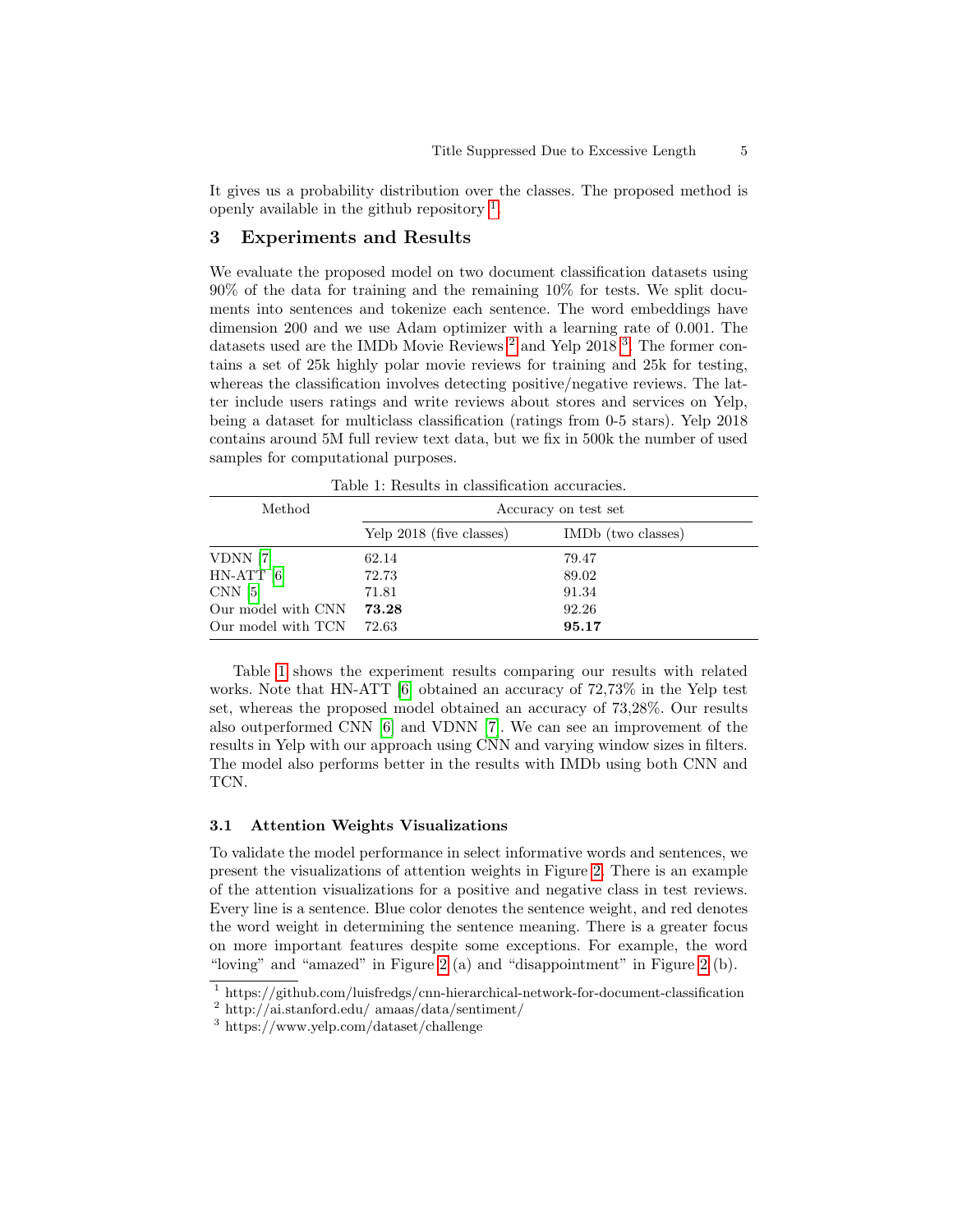It gives us a probability distribution over the classes. The proposed method is openly available in the github repository [1].

## 3 Experiments and Results

We evaluate the proposed model on two document classification datasets using 90% of the data for training and the remaining 10% for tests. We split documents into sentences and tokenize each sentence. The word embeddings have dimension 200 and we use Adam optimizer with a learning rate of 0.001. The datasets used are the IMDb Movie Reviews [2] and Yelp 2018 [3]. The former contains a set of 25k highly polar movie reviews for training and 25k for testing, whereas the classification involves detecting positive/negative reviews. The latter include users ratings and write reviews about stores and services on Yelp, being a dataset for multiclass classification (ratings from 0-5 stars). Yelp 2018 contains around 5M full review text data, but we fix in 500k the number of used samples for computational purposes.

Table 1: Results in classification accuracies.

| Method | Accuracy on test set | |
|---|---|---|
| | Yelp 2018 (five classes) | IMDb (two classes) |
| VDNN [7] | 62.14 | 79.47 |
| HN-ATT [6] | 72.73 | 89.02 |
| CNN [5] | 71.81 | 91.34 |
| Our model with CNN | **73.28** | 92.26 |
| Our model with TCN | 72.63 | **95.17** |

Table 1 shows the experiment results comparing our results with related works. Note that HN-ATT [6] obtained an accuracy of 72,73% in the Yelp test set, whereas the proposed model obtained an accuracy of 73,28%. Our results also outperformed CNN [6] and VDNN [7]. We can see an improvement of the results in Yelp with our approach using CNN and varying window sizes in filters. The model also performs better in the results with IMDb using both CNN and TCN.

### 3.1 Attention Weights Visualizations

To validate the model performance in select informative words and sentences, we present the visualizations of attention weights in Figure 2. There is an example of the attention visualizations for a positive and negative class in test reviews. Every line is a sentence. Blue color denotes the sentence weight, and red denotes the word weight in determining the sentence meaning. There is a greater focus on more important features despite some exceptions. For example, the word "loving" and "amazed" in Figure 2 (a) and "disappointment" in Figure 2 (b).

[1] https://github.com/luisfredgs/cnn-hierarchical-network-for-document-classification

[2] http://ai.stanford.edu/ amaas/data/sentiment/

[3] https://www.yelp.com/dataset/challenge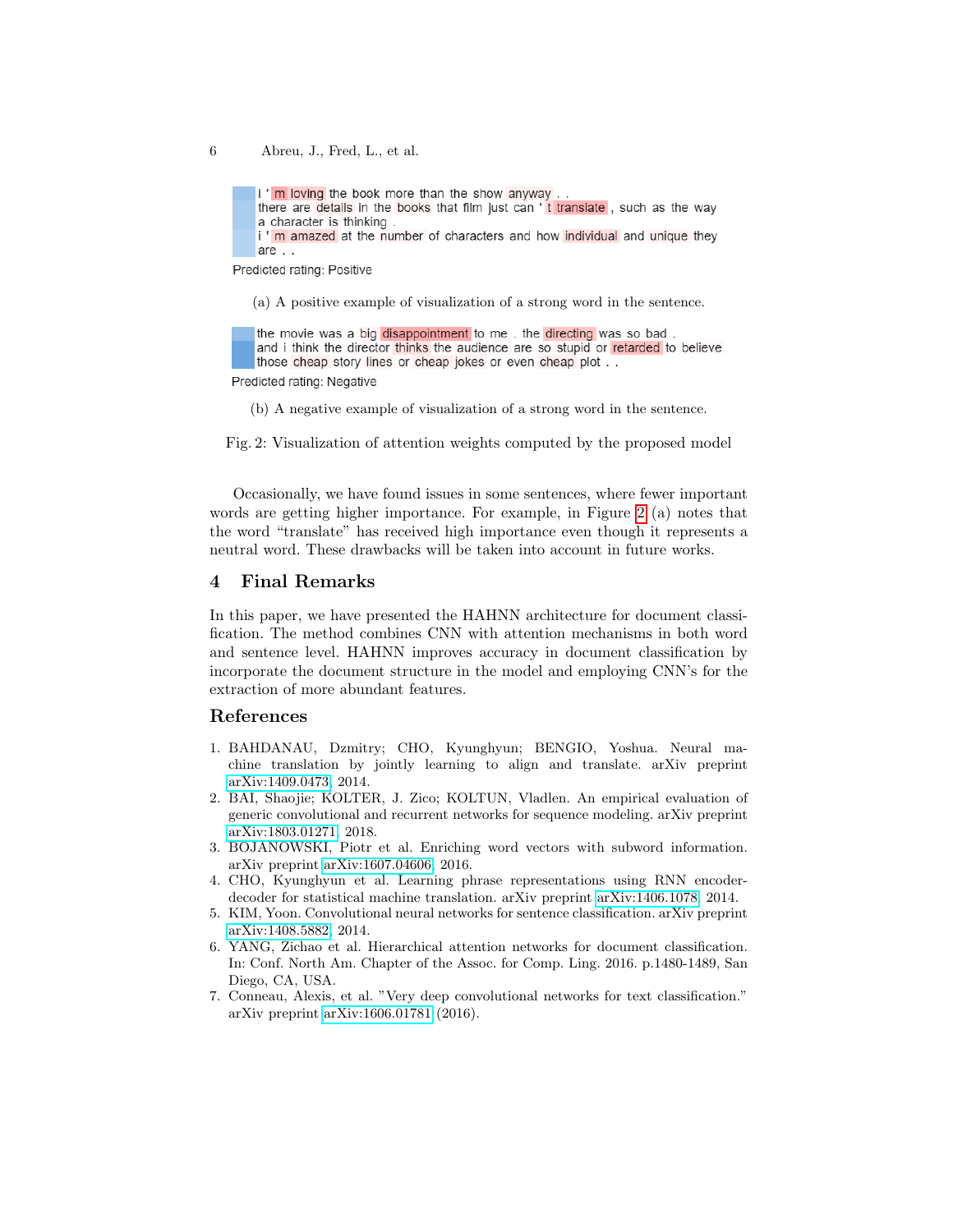i ' m loving the book more than the show anyway . .
there are details in the books that film just can ' t translate , such as the way a character is thinking .
i ' m amazed at the number of characters and how individual and unique they are . .

Predicted rating: Positive

(a) A positive example of visualization of a strong word in the sentence.

the movie was a big disappointment to me . the directing was so bad .
and i think the director thinks the audience are so stupid or retarded to believe those cheap story lines or cheap jokes or even cheap plot . .

Predicted rating: Negative

(b) A negative example of visualization of a strong word in the sentence.

Fig. 2: Visualization of attention weights computed by the proposed model

Occasionally, we have found issues in some sentences, where fewer important words are getting higher importance. For example, in Figure 2 (a) notes that the word "translate" has received high importance even though it represents a neutral word. These drawbacks will be taken into account in future works.

## 4 Final Remarks

In this paper, we have presented the HAHNN architecture for document classification. The method combines CNN with attention mechanisms in both word and sentence level. HAHNN improves accuracy in document classification by incorporate the document structure in the model and employing CNN's for the extraction of more abundant features.

## References

1. BAHDANAU, Dzmitry; CHO, Kyunghyun; BENGIO, Yoshua. Neural machine translation by jointly learning to align and translate. arXiv preprint arXiv:1409.0473, 2014.
2. BAI, Shaojie; KOLTER, J. Zico; KOLTUN, Vladlen. An empirical evaluation of generic convolutional and recurrent networks for sequence modeling. arXiv preprint arXiv:1803.01271, 2018.
3. BOJANOWSKI, Piotr et al. Enriching word vectors with subword information. arXiv preprint arXiv:1607.04606, 2016.
4. CHO, Kyunghyun et al. Learning phrase representations using RNN encoder-decoder for statistical machine translation. arXiv preprint arXiv:1406.1078, 2014.
5. KIM, Yoon. Convolutional neural networks for sentence classification. arXiv preprint arXiv:1408.5882, 2014.
6. YANG, Zichao et al. Hierarchical attention networks for document classification. In: Conf. North Am. Chapter of the Assoc. for Comp. Ling. 2016. p.1480-1489, San Diego, CA, USA.
7. Conneau, Alexis, et al. "Very deep convolutional networks for text classification." arXiv preprint arXiv:1606.01781 (2016).